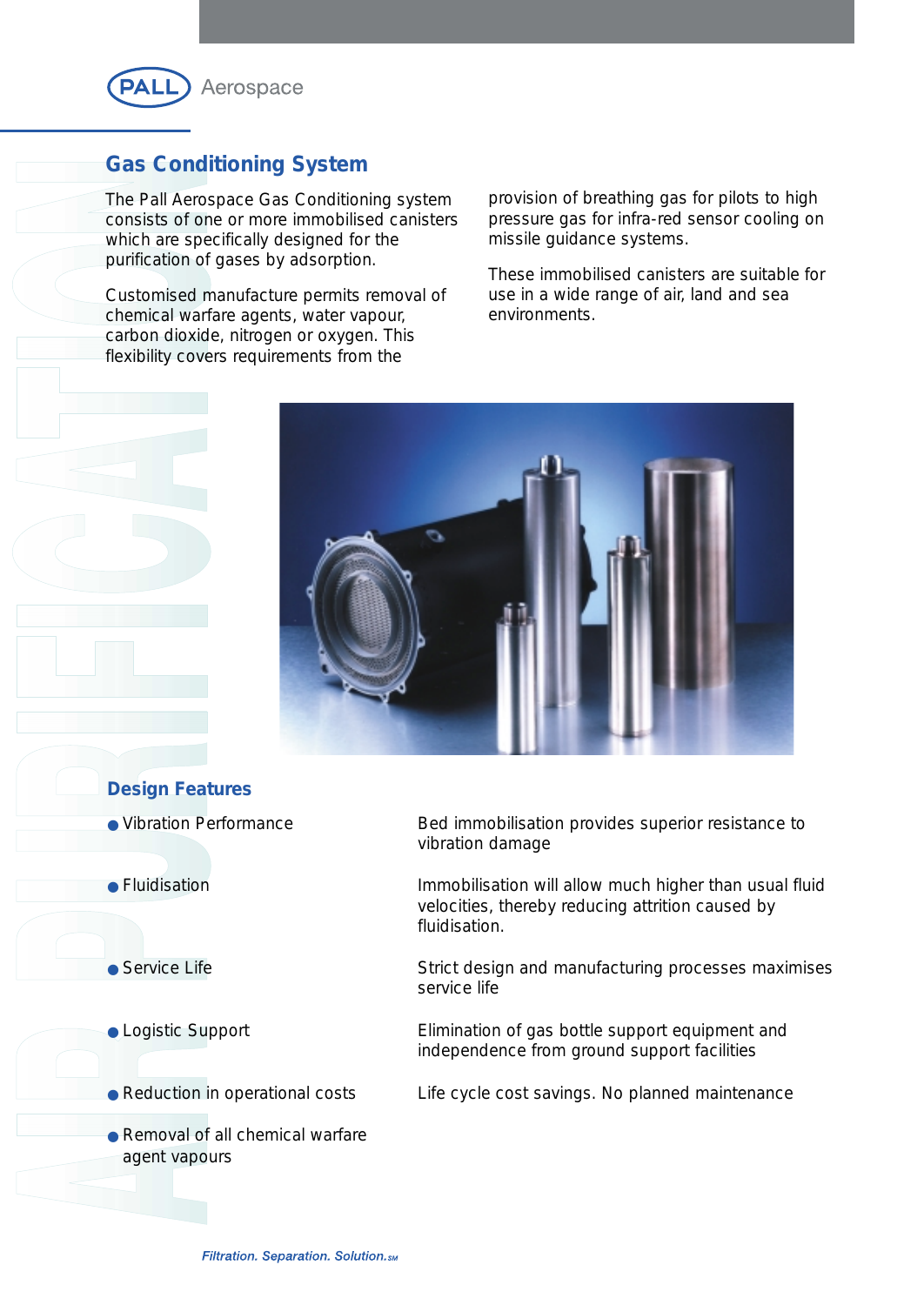PALL Aerospace

# Gas Conditioning System

The Pall Aerospace Gas Conditioning system consists of one or more immobilised canisters which are specifically designed for the purification of gases by adsorption.

Customised manufacture permits removal of chemical warfare agents, water vapour, carbon dioxide, nitrogen or oxygen. This flexibility covers requirements from the provision of breathing gas for pilots to high pressure gas for infra-red sensor cooling on missile guidance systems.

These immobilised canisters are suitable for use in a wide range of air, land and sea environments.

## Design Features

- **Vibration Performance** — Bed immobilisation provides superior resistance to vibration damage
- **Fluidisation** — Immobilisation will allow much higher than usual fluid velocities, thereby reducing attrition caused by fluidisation.
- **Service Life** — Strict design and manufacturing processes maximises service life
- **Logistic Support** — Elimination of gas bottle support equipment and independence from ground support facilities
- **Reduction in operational costs** — Life cycle cost savings. No planned maintenance
- **Removal of all chemical warfare agent vapours**

*Filtration. Separation. Solution.SM*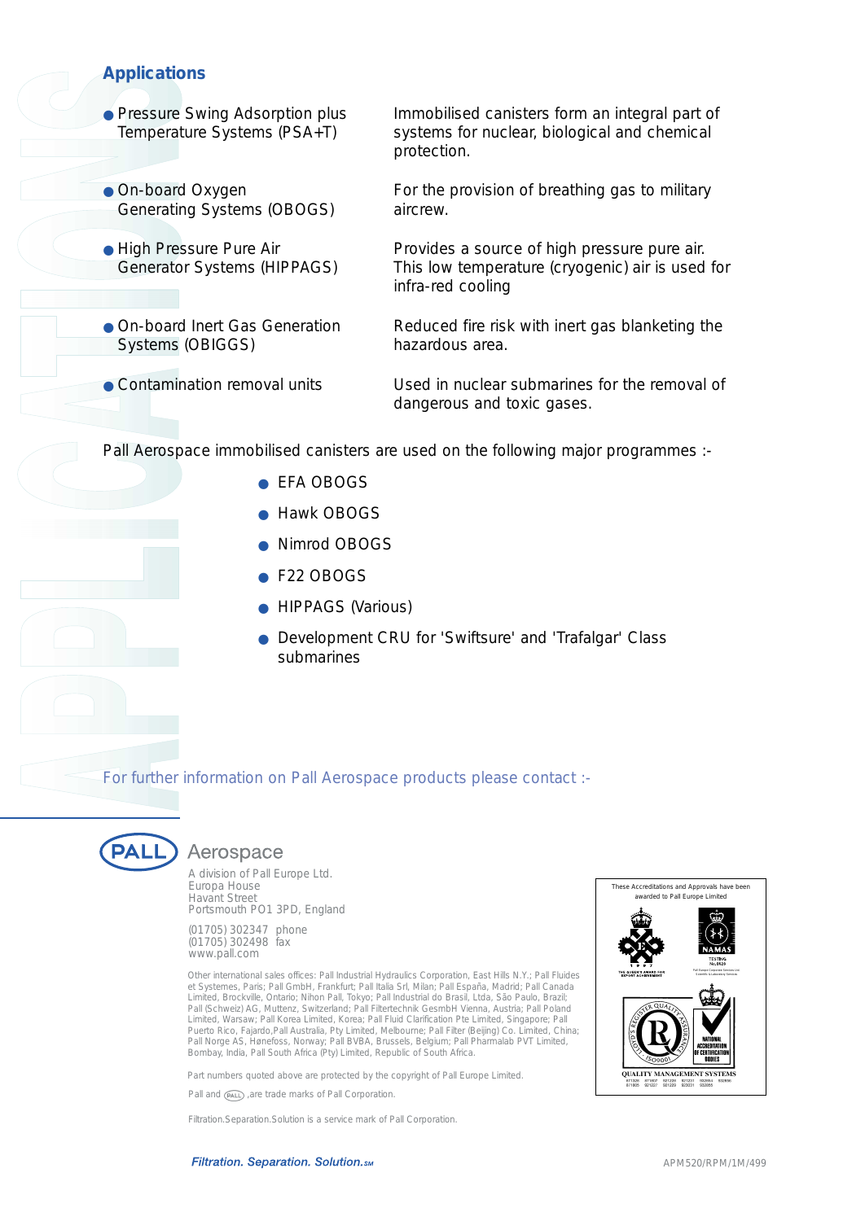## Applications

| | |
|---|---|
| Pressure Swing Adsorption plus Temperature Systems (PSA+T) | Immobilised canisters form an integral part of systems for nuclear, biological and chemical protection. |
| On-board Oxygen Generating Systems (OBOGS) | For the provision of breathing gas to military aircrew. |
| High Pressure Pure Air Generator Systems (HIPPAGS) | Provides a source of high pressure pure air. This low temperature (cryogenic) air is used for infra-red cooling |
| On-board Inert Gas Generation Systems (OBIGGS) | Reduced fire risk with inert gas blanketing the hazardous area. |
| Contamination removal units | Used in nuclear submarines for the removal of dangerous and toxic gases. |

Pall Aerospace immobilised canisters are used on the following major programmes :-

- EFA OBOGS
- Hawk OBOGS
- Nimrod OBOGS
- F22 OBOGS
- HIPPAGS (Various)
- Development CRU for 'Swiftsure' and 'Trafalgar' Class submarines

For further information on Pall Aerospace products please contact :-

**PALL Aerospace**

A division of Pall Europe Ltd.
Europa House
Havant Street
Portsmouth PO1 3PD, England

(01705) 302347 phone
(01705) 302498 fax
www.pall.com

Other international sales offices: Pall Industrial Hydraulics Corporation, East Hills N.Y.; Pall Fluides et Systemes, Paris; Pall GmbH, Frankfurt; Pall Italia Srl, Milan; Pall España, Madrid; Pall Canada Limited, Brockville, Ontario; Nihon Pall, Tokyo; Pall Industrial do Brasil, Ltda, São Paulo, Brazil; Pall (Schweiz) AG, Muttenz, Switzerland; Pall Filtertechnik GesmbH Vienna, Austria; Pall Poland Limited, Warsaw; Pall Korea Limited, Korea; Pall Fluid Clarification Pte Limited, Singapore; Pall Puerto Rico, Fajardo,Pall Australia, Pty Limited, Melbourne; Pall Filter (Beijing) Co. Limited, China; Pall Norge AS, Hønefoss, Norway; Pall BVBA, Brussels, Belgium; Pall Pharmalab PVT Limited, Bombay, India, Pall South Africa (Pty) Limited, Republic of South Africa.

Part numbers quoted above are protected by the copyright of Pall Europe Limited.

Pall and PALL ,are trade marks of Pall Corporation.

Filtration.Separation.Solution is a service mark of Pall Corporation.

These Accreditations and Approvals have been awarded to Pall Europe Limited

*Filtration. Separation. Solution.SM*

APM520/RPM/1M/499